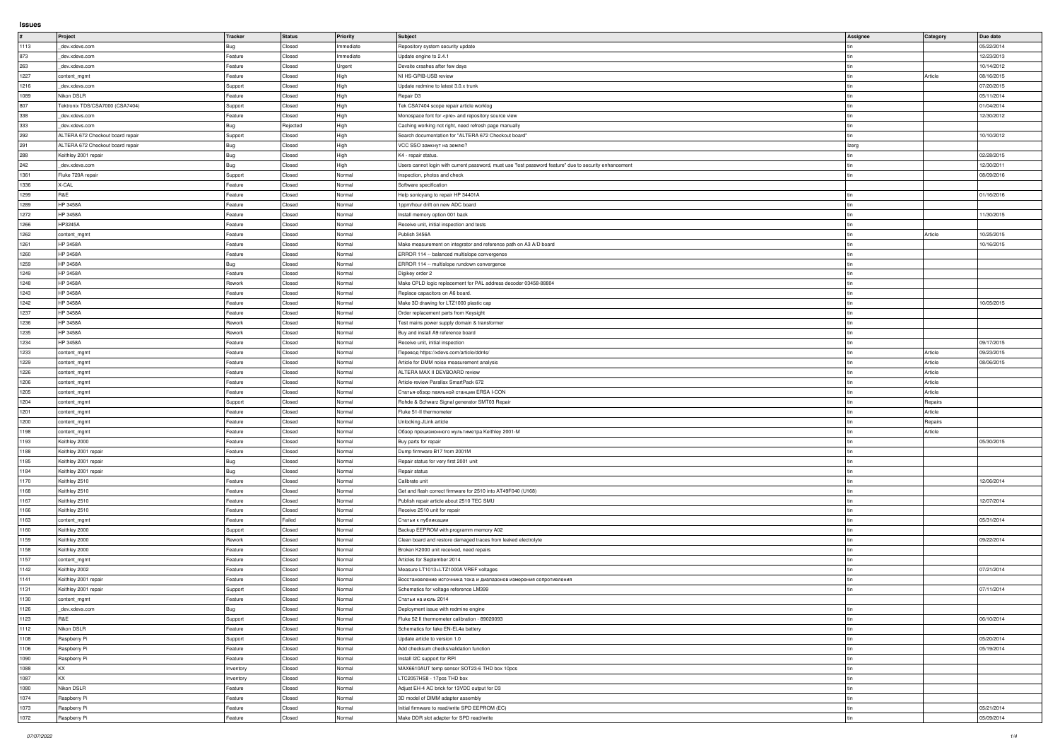# Issues

| # | Project | Tracker | Status | Priority | Subject | Assignee | Category | Due date |
|---|---|---|---|---|---|---|---|---|
| 1113 | _dev.xdevs.com | Bug | Closed | Immediate | Repository system security update | tin | | 05/22/2014 |
| 873 | _dev.xdevs.com | Feature | Closed | Immediate | Update engine to 2.4.1 | tin | | 12/23/2013 |
| 263 | _dev.xdevs.com | Feature | Closed | Urgent | Devsite crashes after few days | tin | | 10/14/2012 |
| 1227 | content_mgmt | Feature | Closed | High | NI HS-GPIB-USB review | tin | Article | 08/16/2015 |
| 1216 | _dev.xdevs.com | Support | Closed | High | Update redmine to latest 3.0.x trunk | tin | | 07/20/2015 |
| 1089 | Nikon DSLR | Feature | Closed | High | Repair D3 | tin | | 05/11/2014 |
| 807 | Tektronix TDS/CSA7000 (CSA7404) | Support | Closed | High | Tek CSA7404 scope repair article worklog | tin | | 01/04/2014 |
| 338 | _dev.xdevs.com | Feature | Closed | High | Monospace font for <pre> and repository source view | tin | | 12/30/2012 |
| 333 | _dev.xdevs.com | Bug | Rejected | High | Caching working not right, need refresh page manually | tin | | |
| 292 | ALTERA 672 Checkout board repair | Support | Closed | High | Search documentation for "ALTERA 672 Checkout board" | tin | | 10/10/2012 |
| 291 | ALTERA 672 Checkout board repair | Bug | Closed | High | VCC SSO замкнут на землю? | Izerg | | |
| 288 | Keithley 2001 repair | Bug | Closed | High | K4 - repair status. | tin | | 02/28/2015 |
| 242 | _dev.xdevs.com | Bug | Closed | High | Users cannot login with current password, must use "lost password feature" due to security enhancement | tin | | 12/30/2011 |
| 1361 | Fluke 720A repair | Support | Closed | Normal | Inspection, photos and check | tin | | 08/09/2016 |
| 1336 | X-CAL | Feature | Closed | Normal | Software specification | | | |
| 1299 | R&E | Feature | Closed | Normal | Help sonicyang to repair HP 34401A | tin | | 01/16/2016 |
| 1289 | HP 3458A | Feature | Closed | Normal | 1ppm/hour drift on new ADC board | tin | | |
| 1272 | HP 3458A | Feature | Closed | Normal | Install memory option 001 back | tin | | 11/30/2015 |
| 1266 | HP3245A | Feature | Closed | Normal | Receive unit, initial inspection and tests | tin | | |
| 1262 | content_mgmt | Feature | Closed | Normal | Publish 3456A | tin | Article | 10/25/2015 |
| 1261 | HP 3458A | Feature | Closed | Normal | Make measurement on integrator and reference path on A3 A/D board | tin | | 10/16/2015 |
| 1260 | HP 3458A | Feature | Closed | Normal | ERROR 114 -- balanced multislope convergence | tin | | |
| 1259 | HP 3458A | Bug | Closed | Normal | ERROR 114 -- multislope rundown convergence | tin | | |
| 1249 | HP 3458A | Feature | Closed | Normal | Digikey order 2 | tin | | |
| 1248 | HP 3458A | Rework | Closed | Normal | Make CPLD logic replacement for PAL address decoder 03458-88804 | tin | | |
| 1243 | HP 3458A | Feature | Closed | Normal | Replace capacitors on A6 board. | tin | | |
| 1242 | HP 3458A | Feature | Closed | Normal | Make 3D drawing for LTZ1000 plastic cap | tin | | 10/05/2015 |
| 1237 | HP 3458A | Feature | Closed | Normal | Order replacement parts from Keysight | tin | | |
| 1236 | HP 3458A | Rework | Closed | Normal | Test mains power supply domain & transformer | tin | | |
| 1235 | HP 3458A | Rework | Closed | Normal | Buy and install A9 reference board | tin | | |
| 1234 | HP 3458A | Feature | Closed | Normal | Receive unit, initial inspection | tin | | 09/17/2015 |
| 1233 | content_mgmt | Feature | Closed | Normal | Перевод https://xdevs.com/article/ddr4s/ | tin | Article | 09/23/2015 |
| 1229 | content_mgmt | Feature | Closed | Normal | Article for DMM noise measurement analysis | tin | Article | 08/06/2015 |
| 1226 | content_mgmt | Feature | Closed | Normal | ALTERA MAX II DEVBOARD review | tin | Article | |
| 1206 | content_mgmt | Feature | Closed | Normal | Article-review Parallax SmartPack 672 | tin | Article | |
| 1205 | content_mgmt | Feature | Closed | Normal | Статья-обзор паяльной станции ERSA I-CON | tin | Article | |
| 1204 | content_mgmt | Support | Closed | Normal | Rohde & Schwarz Signal generator SMT03 Repair | tin | Repairs | |
| 1201 | content_mgmt | Feature | Closed | Normal | Fluke 51-II thermometer | tin | Article | |
| 1200 | content_mgmt | Feature | Closed | Normal | Unlocking JLink article | tin | Repairs | |
| 1198 | content_mgmt | Feature | Closed | Normal | Обзор прецизионного мультиметра Keithley 2001-M | tin | Article | |
| 1193 | Keithley 2000 | Feature | Closed | Normal | Buy parts for repair | tin | | 05/30/2015 |
| 1188 | Keithley 2001 repair | Feature | Closed | Normal | Dump firmware B17 from 2001M | tin | | |
| 1185 | Keithley 2001 repair | Bug | Closed | Normal | Repair status for very first 2001 unit | tin | | |
| 1184 | Keithley 2001 repair | Bug | Closed | Normal | Repair status | tin | | |
| 1170 | Keithley 2510 | Feature | Closed | Normal | Calibrate unit | tin | | 12/06/2014 |
| 1168 | Keithley 2510 | Feature | Closed | Normal | Get and flash correct firmware for 2510 into AT49F040 (U168) | tin | | |
| 1167 | Keithley 2510 | Feature | Closed | Normal | Publish repair article about 2510 TEC SMU | tin | | 12/07/2014 |
| 1166 | Keithley 2510 | Feature | Closed | Normal | Receive 2510 unit for repair | tin | | |
| 1163 | content_mgmt | Feature | Failed | Normal | Статьи к публикации | tin | | 05/31/2014 |
| 1160 | Keithley 2000 | Support | Closed | Normal | Backup EEPROM with programm memory A02 | tin | | |
| 1159 | Keithley 2000 | Rework | Closed | Normal | Clean board and restore damaged traces from leaked electrolyte | tin | | 09/22/2014 |
| 1158 | Keithley 2000 | Feature | Closed | Normal | Broken K2000 unit received, need repairs | tin | | |
| 1157 | content_mgmt | Feature | Closed | Normal | Articles for September 2014 | tin | | |
| 1142 | Keithley 2002 | Feature | Closed | Normal | Measure LT1013+LTZ1000A VREF voltages | tin | | 07/21/2014 |
| 1141 | Keithley 2001 repair | Feature | Closed | Normal | Восстановление источника тока и диапазонов измерения сопротивления | tin | | |
| 1131 | Keithley 2001 repair | Support | Closed | Normal | Schematics for voltage reference LM399 | tin | | 07/11/2014 |
| 1130 | content_mgmt | Feature | Closed | Normal | Статьи на июль 2014 | | | |
| 1126 | _dev.xdevs.com | Bug | Closed | Normal | Deployment issue with redmine engine | tin | | |
| 1123 | R&E | Support | Closed | Normal | Fluke 52 II thermometer calibration - 89020093 | tin | | 06/10/2014 |
| 1112 | Nikon DSLR | Feature | Closed | Normal | Schematics for fake EN-EL4a battery | tin | | |
| 1108 | Raspberry Pi | Support | Closed | Normal | Update article to version 1.0 | tin | | 05/20/2014 |
| 1106 | Raspberry Pi | Feature | Closed | Normal | Add checksum checks/validation function | tin | | 05/19/2014 |
| 1090 | Raspberry Pi | Feature | Closed | Normal | Install I2C support for RPI | tin | | |
| 1088 | KX | Inventory | Closed | Normal | MAX6610AUT temp sensor SOT23-6 THD box 10pcs | tin | | |
| 1087 | KX | Inventory | Closed | Normal | LTC2057HS8 - 17pcs THD box | tin | | |
| 1080 | Nikon DSLR | Feature | Closed | Normal | Adjust EH-4 AC brick for 13VDC output for D3 | tin | | |
| 1074 | Raspberry Pi | Feature | Closed | Normal | 3D model of DIMM adapter assembly | tin | | |
| 1073 | Raspberry Pi | Feature | Closed | Normal | Initial firmware to read/write SPD EEPROM (EC) | tin | | 05/21/2014 |
| 1072 | Raspberry Pi | Feature | Closed | Normal | Make DDR slot adapter for SPD read/write | tin | | 05/09/2014 |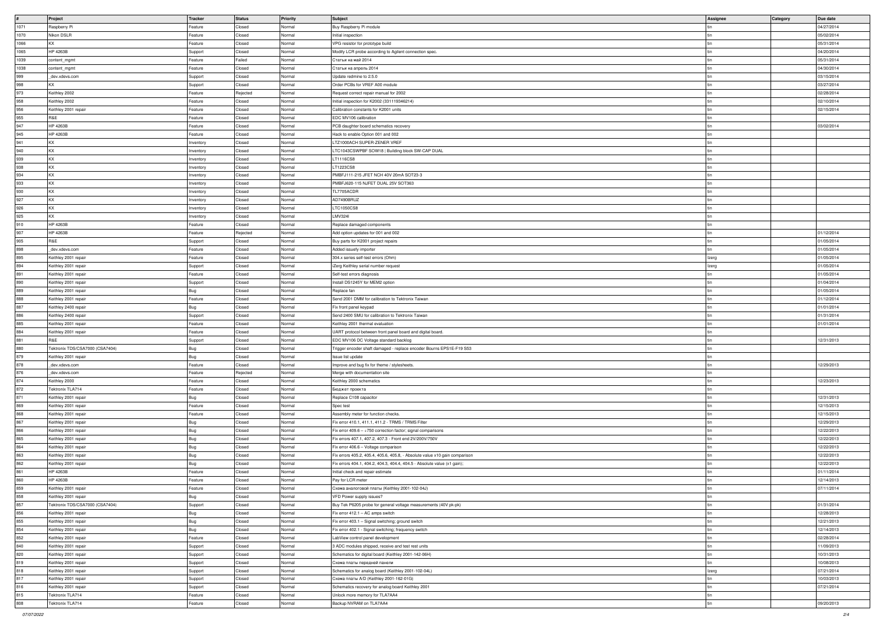| # | Project | Tracker | Status | Priority | Subject | Assignee | Category | Due date |
| --- | --- | --- | --- | --- | --- | --- | --- | --- |
| 1071 | Raspberry Pi | Feature | Closed | Normal | Buy Raspberry Pi module | tin | | 04/27/2014 |
| 1070 | Nikon DSLR | Feature | Closed | Normal | Initial inspection | tin | | 05/02/2014 |
| 1066 | KX | Feature | Closed | Normal | VPG resistor for prototype build | tin | | 05/31/2014 |
| 1065 | HP 4263B | Support | Closed | Normal | Modify LCR probe according to Agilent connection spec. | tin | | 04/20/2014 |
| 1039 | content_mgmt | Feature | Failed | Normal | Статьи на май 2014 | tin | | 05/31/2014 |
| 1038 | content_mgmt | Feature | Closed | Normal | Статьи на апрель 2014 | tin | | 04/30/2014 |
| 999 | _dev.xdevs.com | Support | Closed | Normal | Update redmine to 2.5.0 | tin | | 03/15/2014 |
| 998 | KX | Support | Closed | Normal | Order PCBs for VREF A00 module | tin | | 03/27/2014 |
| 973 | Keithley 2002 | Feature | Rejected | Normal | Request correct repair manual for 2002 | tin | | 02/28/2014 |
| 958 | Keithley 2002 | Feature | Closed | Normal | Initial inspection for K2002 (331119346214) | tin | | 02/10/2014 |
| 956 | Keithley 2001 repair | Feature | Closed | Normal | Calibration constants for K2001 units | tin | | 02/15/2014 |
| 955 | R&E | Feature | Closed | Normal | EDC MV106 calibration | tin | | |
| 947 | HP 4263B | Feature | Closed | Normal | PCB daughter board schematics recovery | tin | | 03/02/2014 |
| 945 | HP 4263B | Feature | Closed | Normal | Hack to enable Option 001 and 002 | tin | | |
| 941 | KX | Inventory | Closed | Normal | LTZ1000ACH SUPER-ZENER VREF | tin | | |
| 940 | KX | Inventory | Closed | Normal | LTC1043CSWPBF SOW18 \| Building block SW-CAP DUAL | tin | | |
| 939 | KX | Inventory | Closed | Normal | LT1116CS8 | tin | | |
| 938 | KX | Inventory | Closed | Normal | LT1223CS8 | tin | | |
| 934 | KX | Inventory | Closed | Normal | PMBFJ111-215 JFET NCH 40V 20mA SOT23-3 | tin | | |
| 933 | KX | Inventory | Closed | Normal | PMBFJ620-115 NJFET DUAL 25V SOT363 | tin | | |
| 930 | KX | Inventory | Closed | Normal | TL7705ACDR | tin | | |
| 927 | KX | Inventory | Closed | Normal | AD7490BRUZ | tin | | |
| 926 | KX | Inventory | Closed | Normal | LTC1050CS8 | tin | | |
| 925 | KX | Inventory | Closed | Normal | LMV324I | tin | | |
| 910 | HP 4263B | Feature | Closed | Normal | Replace damaged components | tin | | |
| 907 | HP 4263B | Feature | Rejected | Normal | Add option updates for 001 and 002 | tin | | 01/12/2014 |
| 905 | R&E | Support | Closed | Normal | Buy parts for K2001 project repairs | tin | | 01/05/2014 |
| 898 | _dev.xdevs.com | Feature | Closed | Normal | Added issuefy importer | tin | | 01/05/2014 |
| 895 | Keithley 2001 repair | Feature | Closed | Normal | 304.x series self-test errors (Ohm) | Izerg | | 01/05/2014 |
| 894 | Keithley 2001 repair | Support | Closed | Normal | iZerg Keithley serial number request | Izerg | | 01/05/2014 |
| 891 | Keithley 2001 repair | Feature | Closed | Normal | Self-test errors diagnosis | tin | | 01/05/2014 |
| 890 | Keithley 2001 repair | Support | Closed | Normal | Install DS1245Y for MEM2 option | tin | | 01/04/2014 |
| 889 | Keithley 2001 repair | Bug | Closed | Normal | Replace fan | tin | | 01/05/2014 |
| 888 | Keithley 2001 repair | Feature | Closed | Normal | Send 2001 DMM for calibration to Tektronix Taiwan | tin | | 01/12/2014 |
| 887 | Keithley 2400 repair | Bug | Closed | Normal | Fix front panel keypad | tin | | 01/01/2014 |
| 886 | Keithley 2400 repair | Support | Closed | Normal | Send 2400 SMU for calibration to Tektronix Taiwan | tin | | 01/31/2014 |
| 885 | Keithley 2001 repair | Feature | Closed | Normal | Keithley 2001 thermal evaluation | tin | | 01/01/2014 |
| 884 | Keithley 2001 repair | Feature | Closed | Normal | UART protocol between front panel board and digital board. | tin | | |
| 881 | R&E | Support | Closed | Normal | EDC MV106 DC Voltage standard backlog | tin | | 12/31/2013 |
| 880 | Tektronix TDS/CSA7000 (CSA7404) | Bug | Closed | Normal | Trigger encoder shaft damaged - replace encoder Bourns EPS1E-F19 S53 | tin | | |
| 879 | Keithley 2001 repair | Bug | Closed | Normal | Issue list update | tin | | |
| 878 | _dev.xdevs.com | Feature | Closed | Normal | Improve and bug fix for theme / stylesheets. | tin | | 12/29/2013 |
| 876 | _dev.xdevs.com | Feature | Rejected | Normal | Merge with documentation site | tin | | |
| 874 | Keithley 2000 | Feature | Closed | Normal | Keithley 2000 schematics | tin | | 12/23/2013 |
| 872 | Tektronix TLA714 | Feature | Closed | Normal | Бюджет проекта | tin | | |
| 871 | Keithley 2001 repair | Bug | Closed | Normal | Replace C108 capacitor | tin | | 12/31/2013 |
| 869 | Keithley 2001 repair | Feature | Closed | Normal | Spec test | tin | | 12/15/2013 |
| 868 | Keithley 2001 repair | Feature | Closed | Normal | Assembly meter for function checks. | tin | | 12/15/2013 |
| 867 | Keithley 2001 repair | Bug | Closed | Normal | Fix error 410.1, 411.1, 411.2 - TRMS / TRMS Filter | tin | | 12/29/2013 |
| 866 | Keithley 2001 repair | Bug | Closed | Normal | Fix error 409.6 – +750 correction factor; signal comparisons | tin | | 12/22/2013 |
| 865 | Keithley 2001 repair | Bug | Closed | Normal | Fix errors 407.1, 407.2, 407.3 - Front end 2V/200V/750V | tin | | 12/22/2013 |
| 864 | Keithley 2001 repair | Bug | Closed | Normal | Fix error 406.6 – Voltage comparison | tin | | 12/22/2013 |
| 863 | Keithley 2001 repair | Bug | Closed | Normal | Fix errors 405.2, 405.4, 405.6, 405.8, - Absolute value x10 gain comparison | tin | | 12/22/2013 |
| 862 | Keithley 2001 repair | Bug | Closed | Normal | Fix errors 404.1, 404.2, 404.3, 404.4, 404.5 - Absolute value (x1 gain); | tin | | 12/22/2013 |
| 861 | HP 4263B | Feature | Closed | Normal | Initial check and repair estimate | tin | | 01/11/2014 |
| 860 | HP 4263B | Feature | Closed | Normal | Pay for LCR meter | tin | | 12/14/2013 |
| 859 | Keithley 2001 repair | Feature | Closed | Normal | Схема аналоговой платы (Keithley 2001-102-04J) | tin | | 07/11/2014 |
| 858 | Keithley 2001 repair | Bug | Closed | Normal | VFD Power supply issues? | tin | | |
| 857 | Tektronix TDS/CSA7000 (CSA7404) | Support | Closed | Normal | Buy Tek P6205 probe for general voltage measurements (40V pk-pk) | tin | | 01/31/2014 |
| 856 | Keithley 2001 repair | Bug | Closed | Normal | Fix error 412.1 – AC amps switch | tin | | 12/28/2013 |
| 855 | Keithley 2001 repair | Bug | Closed | Normal | Fix error 403.1 – Signal switching; ground switch | tin | | 12/21/2013 |
| 854 | Keithley 2001 repair | Bug | Closed | Normal | Fix error 402.1 - Signal switching; frequency switch | tin | | 12/14/2013 |
| 852 | Keithley 2001 repair | Feature | Closed | Normal | LabView control panel development | tin | | 02/28/2014 |
| 840 | Keithley 2001 repair | Support | Closed | Normal | 3 ADC modules shipped, receive and test rest units | tin | | 11/09/2013 |
| 820 | Keithley 2001 repair | Support | Closed | Normal | Schematics for digital board (Keithley 2001-142-06H) | tin | | 10/31/2013 |
| 819 | Keithley 2001 repair | Support | Closed | Normal | Схема платы передней панели | tin | | 10/08/2013 |
| 818 | Keithley 2001 repair | Support | Closed | Normal | Schematics for analog board (Keithley 2001-102-04L) | Izerg | | 07/21/2014 |
| 817 | Keithley 2001 repair | Support | Closed | Normal | Схема платы A/D (Keithley 2001-162-01G) | tin | | 10/03/2013 |
| 816 | Keithley 2001 repair | Support | Closed | Normal | Schematics recovery for analog board Keithley 2001 | tin | | 07/21/2014 |
| 815 | Tektronix TLA714 | Feature | Closed | Normal | Unlock more memory for TLA7AA4 | tin | | |
| 808 | Tektronix TLA714 | Feature | Closed | Normal | Backup NVRAM on TLA7AA4 | tin | | 09/20/2013 |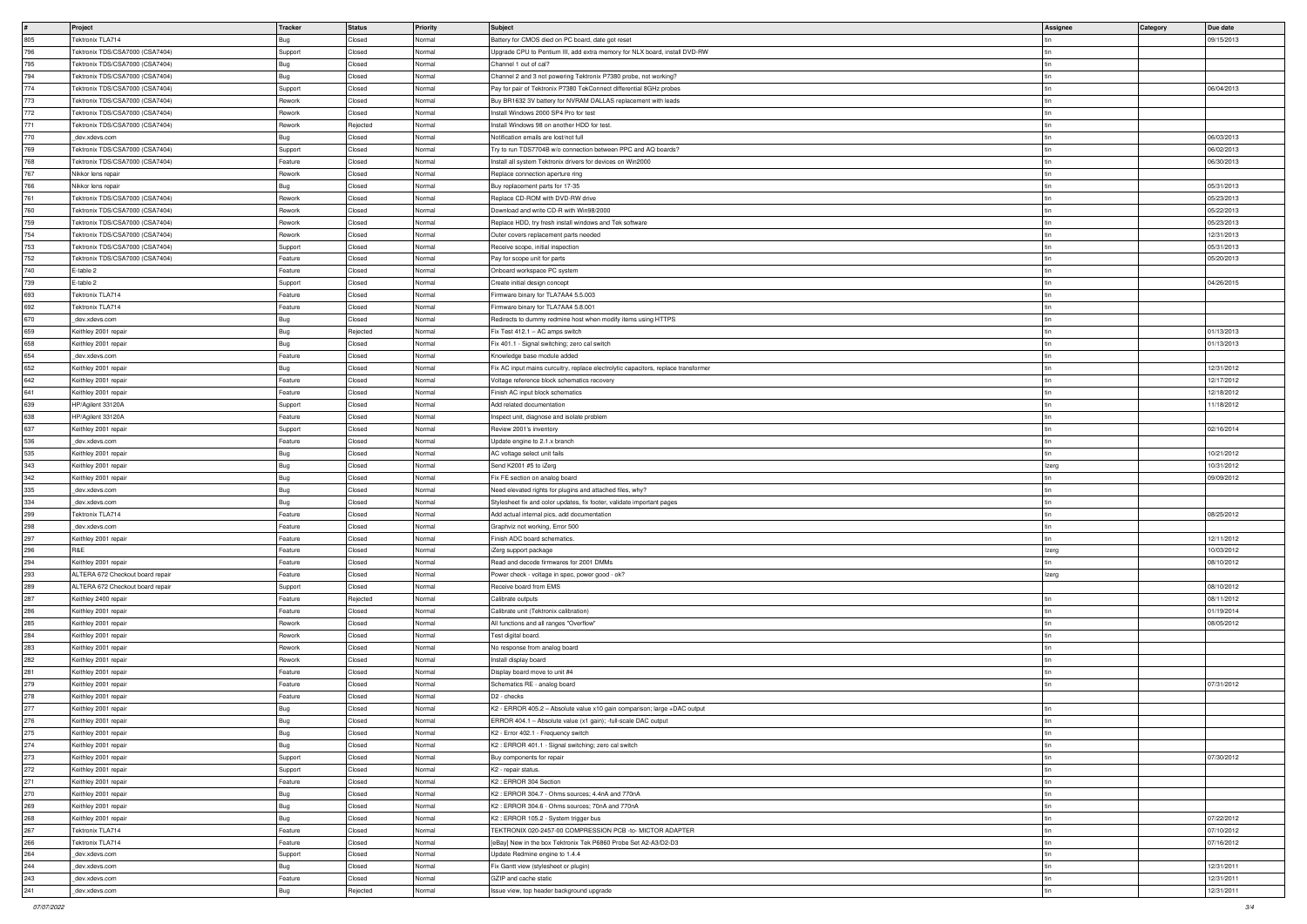| # | Project | Tracker | Status | Priority | Subject | Assignee | Category | Due date |
|---|---|---|---|---|---|---|---|---|
| 805 | Tektronix TLA714 | Bug | Closed | Normal | Battery for CMOS died on PC board, date got reset | tin | | 09/15/2013 |
| 796 | Tektronix TDS/CSA7000 (CSA7404) | Support | Closed | Normal | Upgrade CPU to Pentium III, add extra memory for NLX board, install DVD-RW | tin | | |
| 795 | Tektronix TDS/CSA7000 (CSA7404) | Bug | Closed | Normal | Channel 1 out of cal? | tin | | |
| 794 | Tektronix TDS/CSA7000 (CSA7404) | Bug | Closed | Normal | Channel 2 and 3 not powering Tektronix P7380 probe, not working? | tin | | |
| 774 | Tektronix TDS/CSA7000 (CSA7404) | Support | Closed | Normal | Pay for pair of Tektronix P7380 TekConnect differential 8GHz probes | tin | | 06/04/2013 |
| 773 | Tektronix TDS/CSA7000 (CSA7404) | Rework | Closed | Normal | Buy BR1632 3V battery for NVRAM DALLAS replacement with leads | tin | | |
| 772 | Tektronix TDS/CSA7000 (CSA7404) | Rework | Closed | Normal | Install Windows 2000 SP4 Pro for test | tin | | |
| 771 | Tektronix TDS/CSA7000 (CSA7404) | Rework | Rejected | Normal | Install Windows 98 on another HDD for test. | tin | | |
| 770 | _dev.xdevs.com | Bug | Closed | Normal | Notification emails are lost/not full | tin | | 06/03/2013 |
| 769 | Tektronix TDS/CSA7000 (CSA7404) | Support | Closed | Normal | Try to run TDS7704B w/o connection between PPC and AQ boards? | tin | | 06/02/2013 |
| 768 | Tektronix TDS/CSA7000 (CSA7404) | Feature | Closed | Normal | Install all system Tektronix drivers for devices on Win2000 | tin | | 06/30/2013 |
| 767 | Nikkor lens repair | Rework | Closed | Normal | Replace connection aperture ring | tin | | |
| 766 | Nikkor lens repair | Bug | Closed | Normal | Buy replacement parts for 17-35 | tin | | 05/31/2013 |
| 761 | Tektronix TDS/CSA7000 (CSA7404) | Rework | Closed | Normal | Replace CD-ROM with DVD-RW drive | tin | | 05/23/2013 |
| 760 | Tektronix TDS/CSA7000 (CSA7404) | Rework | Closed | Normal | Download and write CD-R with Win98/2000 | tin | | 05/22/2013 |
| 759 | Tektronix TDS/CSA7000 (CSA7404) | Rework | Closed | Normal | Replace HDD, try fresh install windows and Tek software | tin | | 05/23/2013 |
| 754 | Tektronix TDS/CSA7000 (CSA7404) | Rework | Closed | Normal | Outer covers replacement parts needed | tin | | 12/31/2013 |
| 753 | Tektronix TDS/CSA7000 (CSA7404) | Support | Closed | Normal | Receive scope, initial inspection | tin | | 05/31/2013 |
| 752 | Tektronix TDS/CSA7000 (CSA7404) | Feature | Closed | Normal | Pay for scope unit for parts | tin | | 05/20/2013 |
| 740 | E-table 2 | Feature | Closed | Normal | Onboard workspace PC system | tin | | |
| 739 | E-table 2 | Support | Closed | Normal | Create initial design concept | tin | | 04/26/2015 |
| 693 | Tektronix TLA714 | Feature | Closed | Normal | Firmware binary for TLA7AA4 5.5.003 | tin | | |
| 692 | Tektronix TLA714 | Feature | Closed | Normal | Firmware binary for TLA7AA4 5.8.001 | tin | | |
| 670 | _dev.xdevs.com | Bug | Closed | Normal | Redirects to dummy redmine host when modify items using HTTPS | tin | | |
| 659 | Keithley 2001 repair | Bug | Rejected | Normal | Fix Test 412.1 -- AC amps switch | tin | | 01/13/2013 |
| 658 | Keithley 2001 repair | Bug | Closed | Normal | Fix 401.1 - Signal switching; zero cal switch | tin | | 01/13/2013 |
| 654 | _dev.xdevs.com | Feature | Closed | Normal | Knowledge base module added | tin | | |
| 652 | Keithley 2001 repair | Bug | Closed | Normal | Fix AC input mains curcuitry, replace electrolytic capacitors, replace transformer | tin | | 12/31/2012 |
| 642 | Keithley 2001 repair | Feature | Closed | Normal | Voltage reference block schematics recovery | tin | | 12/17/2012 |
| 641 | Keithley 2001 repair | Feature | Closed | Normal | Finish AC input block schematics | tin | | 12/18/2012 |
| 639 | HP/Agilent 33120A | Support | Closed | Normal | Add related documentation | tin | | 11/18/2012 |
| 638 | HP/Agilent 33120A | Feature | Closed | Normal | Inspect unit, diagnose and isolate problem | tin | | |
| 637 | Keithley 2001 repair | Support | Closed | Normal | Review 2001's inventory | tin | | 02/16/2014 |
| 536 | _dev.xdevs.com | Feature | Closed | Normal | Update engine to 2.1.x branch | tin | | |
| 535 | Keithley 2001 repair | Bug | Closed | Normal | AC voltage select unit fails | tin | | 10/21/2012 |
| 343 | Keithley 2001 repair | Bug | Closed | Normal | Send K2001 #5 to iZerg | izerg | | 10/31/2012 |
| 342 | Keithley 2001 repair | Bug | Closed | Normal | Fix FE section on analog board | tin | | 09/09/2012 |
| 335 | _dev.xdevs.com | Bug | Closed | Normal | Need elevated rights for plugins and attached files, why? | tin | | |
| 334 | _dev.xdevs.com | Bug | Closed | Normal | Stylesheet fix and color updates, fix footer, validate important pages | tin | | |
| 299 | Tektronix TLA714 | Feature | Closed | Normal | Add actual internal pics, add documentation | tin | | 08/25/2012 |
| 298 | _dev.xdevs.com | Feature | Closed | Normal | Graphviz not working, Error 500 | tin | | |
| 297 | Keithley 2001 repair | Feature | Closed | Normal | Finish ADC board schematics. | tin | | 12/11/2012 |
| 296 | R&E | Feature | Closed | Normal | iZerg support package | izerg | | 10/03/2012 |
| 294 | Keithley 2001 repair | Feature | Closed | Normal | Read and decode firmwares for 2001 DMMs | tin | | 08/10/2012 |
| 293 | ALTERA 672 Checkout board repair | Feature | Closed | Normal | Power check - voltage in spec, power good - ok? | izerg | | |
| 289 | ALTERA 672 Checkout board repair | Support | Closed | Normal | Receive board from EMS | | | 08/10/2012 |
| 287 | Keithley 2400 repair | Feature | Rejected | Normal | Calibrate outputs | tin | | 08/11/2012 |
| 286 | Keithley 2001 repair | Feature | Closed | Normal | Calibrate unit (Tektronix calibration) | tin | | 01/19/2014 |
| 285 | Keithley 2001 repair | Rework | Closed | Normal | All functions and all ranges "Overflow" | tin | | 08/05/2012 |
| 284 | Keithley 2001 repair | Rework | Closed | Normal | Test digital board. | tin | | |
| 283 | Keithley 2001 repair | Rework | Closed | Normal | No response from analog board | tin | | |
| 282 | Keithley 2001 repair | Rework | Closed | Normal | Install display board | tin | | |
| 281 | Keithley 2001 repair | Feature | Closed | Normal | Display board move to unit #4 | tin | | |
| 279 | Keithley 2001 repair | Feature | Closed | Normal | Schematics RE - analog board | tin | | 07/31/2012 |
| 278 | Keithley 2001 repair | Feature | Closed | Normal | D2 - checks | | | |
| 277 | Keithley 2001 repair | Bug | Closed | Normal | K2 - ERROR 405.2 -- Absolute value x10 gain comparison; large +DAC output | tin | | |
| 276 | Keithley 2001 repair | Bug | Closed | Normal | ERROR 404.1 -- Absolute value (x1 gain); -full-scale DAC output | tin | | |
| 275 | Keithley 2001 repair | Bug | Closed | Normal | K2 - Error 402.1 - Frequency switch | tin | | |
| 274 | Keithley 2001 repair | Bug | Closed | Normal | K2 : ERROR 401.1 - Signal switching; zero cal switch | tin | | |
| 273 | Keithley 2001 repair | Support | Closed | Normal | Buy components for repair | tin | | 07/30/2012 |
| 272 | Keithley 2001 repair | Support | Closed | Normal | K2 - repair status. | tin | | |
| 271 | Keithley 2001 repair | Feature | Closed | Normal | K2 : ERROR 304 Section | tin | | |
| 270 | Keithley 2001 repair | Bug | Closed | Normal | K2 : ERROR 304.7 - Ohms sources; 4.4nA and 770nA | tin | | |
| 269 | Keithley 2001 repair | Bug | Closed | Normal | K2 : ERROR 304.6 - Ohms sources; 70nA and 770nA | tin | | |
| 268 | Keithley 2001 repair | Bug | Closed | Normal | K2 : ERROR 105.2 - System trigger bus | tin | | 07/22/2012 |
| 267 | Tektronix TLA714 | Feature | Closed | Normal | TEKTRONIX 020-2457-00 COMPRESSION PCB -to- MICTOR ADAPTER | tin | | 07/10/2012 |
| 266 | Tektronix TLA714 | Feature | Closed | Normal | [eBay] New in the box Tektronix Tek P6860 Probe Set A2-A3/D2-D3 | tin | | 07/16/2012 |
| 264 | _dev.xdevs.com | Support | Closed | Normal | Update Redmine engine to 1.4.4 | tin | | |
| 244 | _dev.xdevs.com | Bug | Closed | Normal | Fix Gantt view (stylesheet or plugin) | tin | | 12/31/2011 |
| 243 | _dev.xdevs.com | Feature | Closed | Normal | GZIP and cache static | tin | | 12/31/2011 |
| 241 | _dev.xdevs.com | Bug | Rejected | Normal | Issue view, top header background upgrade | tin | | 12/31/2011 |

07/07/2022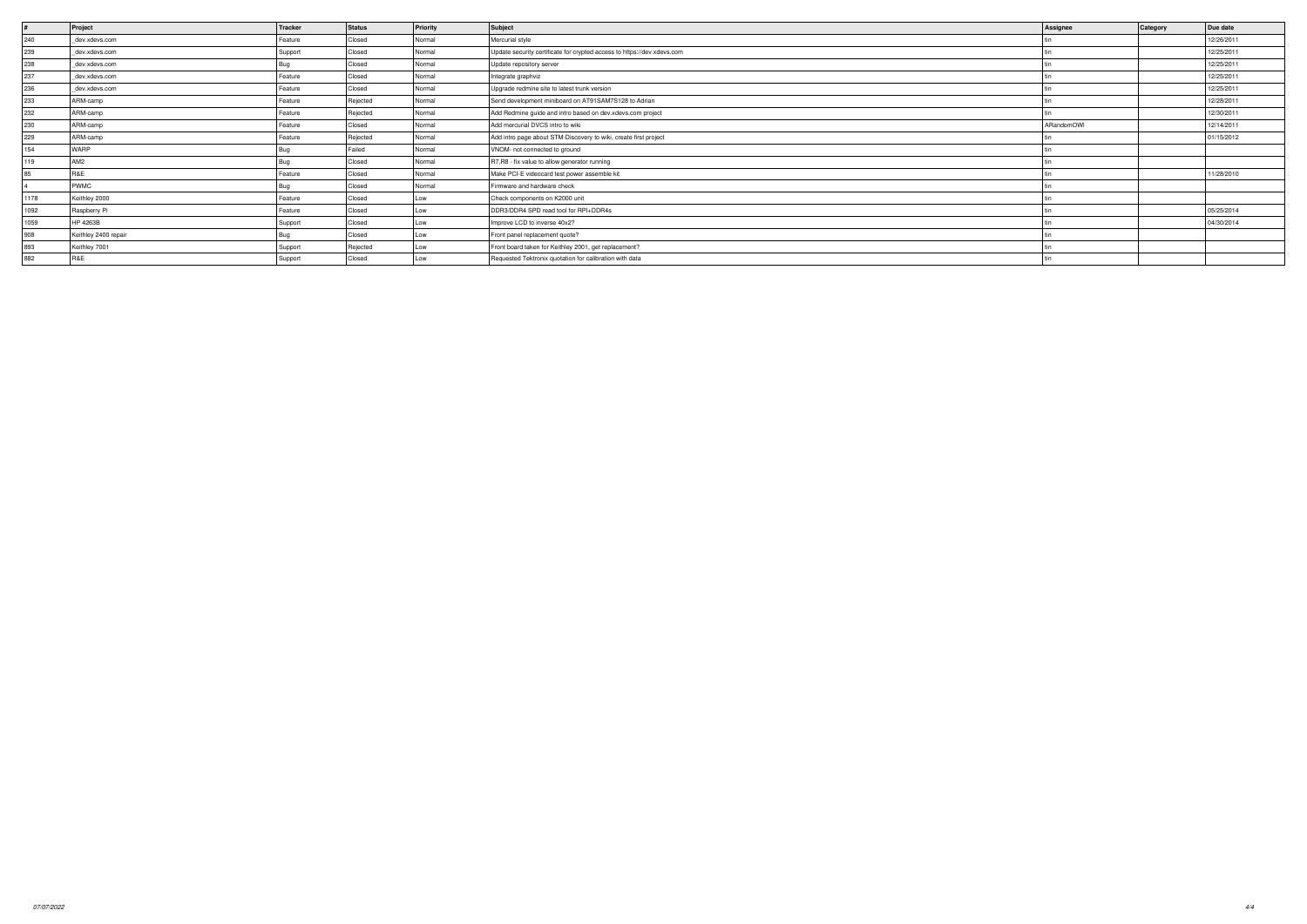| # | Project | Tracker | Status | Priority | Subject | Assignee | Category | Due date |
|---|---|---|---|---|---|---|---|---|
| 240 | _dev.xdevs.com | Feature | Closed | Normal | Mercurial style | tin | | 12/26/2011 |
| 239 | _dev.xdevs.com | Support | Closed | Normal | Update security certificate for crypted access to https://dev.xdevs.com | tin | | 12/25/2011 |
| 238 | _dev.xdevs.com | Bug | Closed | Normal | Update repository server | tin | | 12/25/2011 |
| 237 | _dev.xdevs.com | Feature | Closed | Normal | Integrate graphviz | tin | | 12/25/2011 |
| 236 | _dev.xdevs.com | Feature | Closed | Normal | Upgrade redmine site to latest trunk version | tin | | 12/25/2011 |
| 233 | ARM-camp | Feature | Rejected | Normal | Send development miniboard on AT91SAM7S128 to Adrian | tin | | 12/28/2011 |
| 232 | ARM-camp | Feature | Rejected | Normal | Add Redmine guide and intro based on dev.xdevs.com project | tin | | 12/30/2011 |
| 230 | ARM-camp | Feature | Closed | Normal | Add mercurial DVCS intro to wiki | ARandomOWl | | 12/14/2011 |
| 229 | ARM-camp | Feature | Rejected | Normal | Add intro page about STM-Discovery to wiki, create first project | tin | | 01/15/2012 |
| 154 | WARP | Bug | Failed | Normal | VNOM- not connected to ground | tin | | |
| 119 | AM2 | Bug | Closed | Normal | R7,R8 - fix value to allow generator running | tin | | |
| 85 | R&E | Feature | Closed | Normal | Make PCI-E videocard test power assemble kit | tin | | 11/28/2010 |
| 4 | PWMC | Bug | Closed | Normal | Firmware and hardware check | tin | | |
| 1178 | Keithley 2000 | Feature | Closed | Low | Check components on K2000 unit | tin | | |
| 1092 | Raspberry Pi | Feature | Closed | Low | DDR3/DDR4 SPD read tool for RPI+DDR4s | tin | | 05/25/2014 |
| 1059 | HP 4263B | Support | Closed | Low | Improve LCD to inverse 40x2? | tin | | 04/30/2014 |
| 908 | Keithley 2400 repair | Bug | Closed | Low | Front panel replacement quote? | tin | | |
| 893 | Keithley 7001 | Support | Rejected | Low | Front board taken for Keithley 2001, get replacement? | tin | | |
| 882 | R&E | Support | Closed | Low | Requested Tektronix quotation for calibration with data | tin | | |